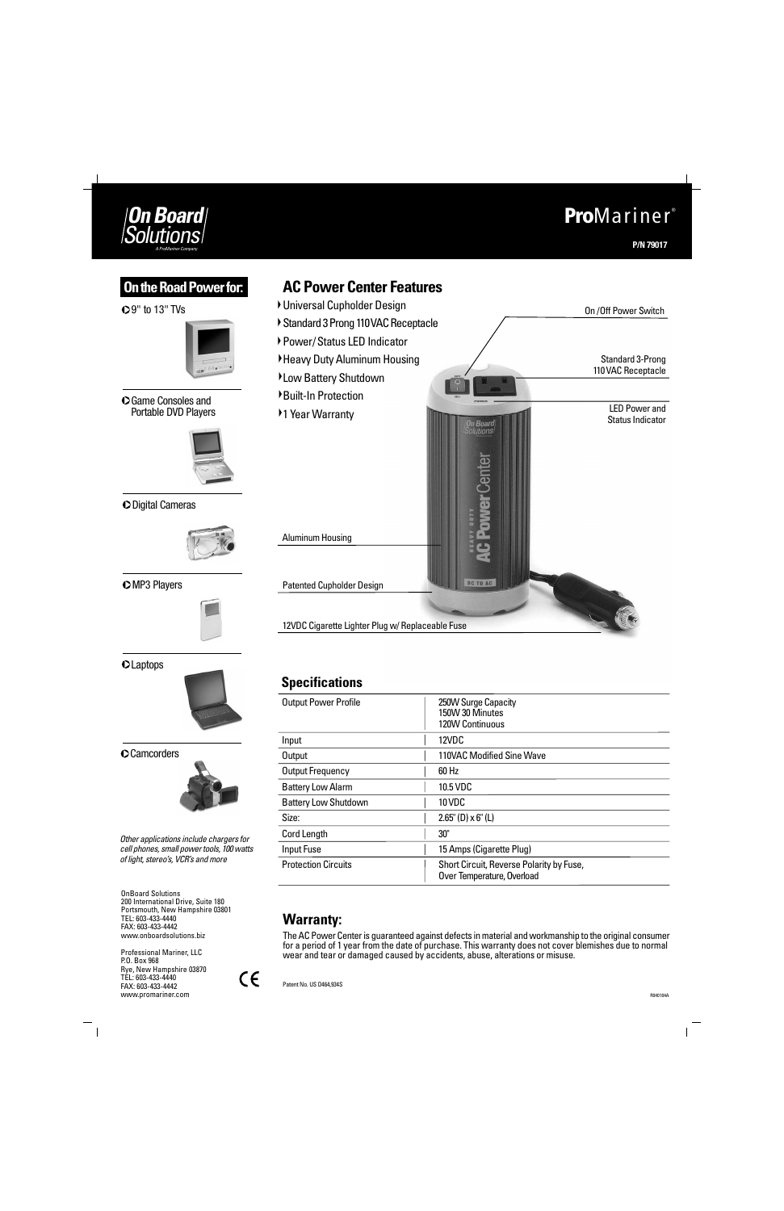On Board Solutions
A ProMariner Company

**ProMariner**®

**P/N 79017**

## On the Road Power for:

- 9" to 13" TVs
- Game Consoles and Portable DVD Players
- Digital Cameras
- MP3 Players
- Laptops
- Camcorders

*Other applications include chargers for cell phones, small power tools, 100 watts of light, stereo's, VCR's and more*

## AC Power Center Features

- Universal Cupholder Design
- Standard 3 Prong 110VAC Receptacle
- Power/ Status LED Indicator
- Heavy Duty Aluminum Housing
- Low Battery Shutdown
- Built-In Protection
- 1 Year Warranty

On /Off Power Switch

Standard 3-Prong 110 VAC Receptacle

LED Power and Status Indicator

Aluminum Housing

Patented Cupholder Design

12VDC Cigarette Lighter Plug w/ Replaceable Fuse

## Specifications

| | |
|---|---|
| Output Power Profile | 250W Surge Capacity<br>150W 30 Minutes<br>120W Continuous |
| Input | 12VDC |
| Output | 110VAC Modified Sine Wave |
| Output Frequency | 60 Hz |
| Battery Low Alarm | 10.5 VDC |
| Battery Low Shutdown | 10 VDC |
| Size: | 2.65" (D) x 6" (L) |
| Cord Length | 30" |
| Input Fuse | 15 Amps (Cigarette Plug) |
| Protection Circuits | Short Circuit, Reverse Polarity by Fuse,<br>Over Temperature, Overload |

## Warranty:

The AC Power Center is guaranteed against defects in material and workmanship to the original consumer for a period of 1 year from the date of purchase. This warranty does not cover blemishes due to normal wear and tear or damaged caused by accidents, abuse, alterations or misuse.

OnBoard Solutions
200 International Drive, Suite 180
Portsmouth, New Hampshire 03801
TEL: 603-433-4440
FAX: 603-433-4442
www.onboardsolutions.biz

Professional Mariner, LLC
P.O. Box 968
Rye, New Hampshire 03870
TEL: 603-433-4440
FAX: 603-433-4442
www.promariner.com

CE

Patent No. US D464,934S

R040104A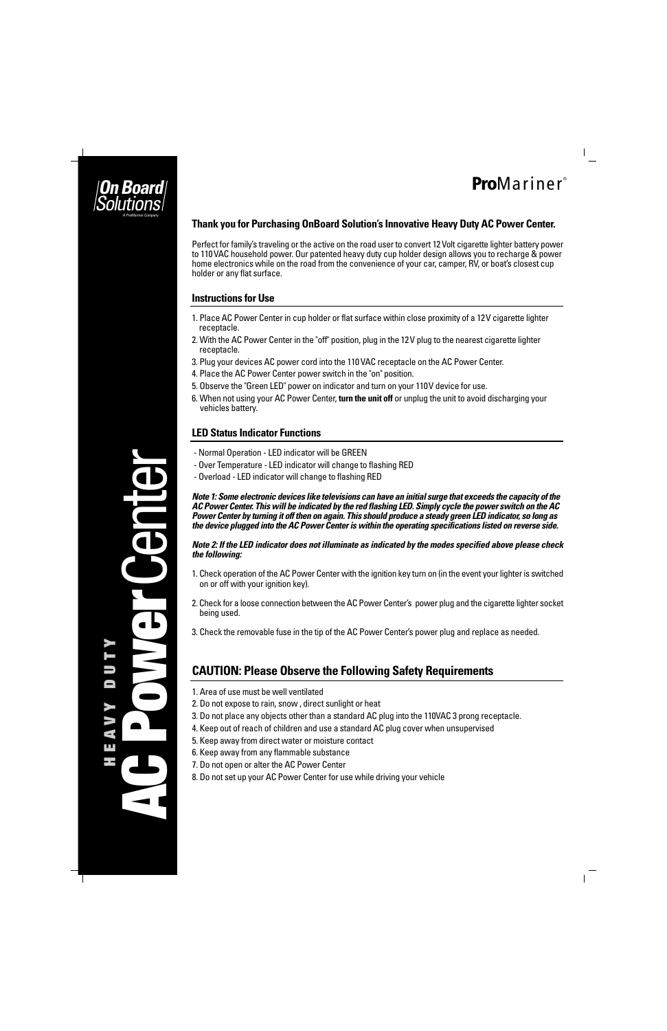On Board Solutions

A ProMariner Company

ProMariner®

HEAVY DUTY

# AC Power Center

**Thank you for Purchasing OnBoard Solution's Innovative Heavy Duty AC Power Center.**

Perfect for family's traveling or the active on the road user to convert 12 Volt cigarette lighter battery power to 110 VAC household power. Our patented heavy duty cup holder design allows you to recharge & power home electronics while on the road from the convenience of your car, camper, RV, or boat's closest cup holder or any flat surface.

## Instructions for Use

1. Place AC Power Center in cup holder or flat surface within close proximity of a 12V cigarette lighter receptacle.
2. With the AC Power Center in the "off" position, plug in the 12 V plug to the nearest cigarette lighter receptacle.
3. Plug your devices AC power cord into the 110 VAC receptacle on the AC Power Center.
4. Place the AC Power Center power switch in the "on" position.
5. Observe the "Green LED" power on indicator and turn on your 110 V device for use.
6. When not using your AC Power Center, **turn the unit off** or unplug the unit to avoid discharging your vehicles battery.

## LED Status Indicator Functions

- Normal Operation - LED indicator will be GREEN
- Over Temperature - LED indicator will change to flashing RED
- Overload - LED indicator will change to flashing RED

***Note 1: Some electronic devices like televisions can have an initial surge that exceeds the capacity of the AC Power Center. This will be indicated by the red flashing LED. Simply cycle the power switch on the AC Power Center by turning it off then on again. This should produce a steady green LED indicator, so long as the device plugged into the AC Power Center is within the operating specifications listed on reverse side.***

***Note 2: If the LED indicator does not illuminate as indicated by the modes specified above please check the following:***

1. Check operation of the AC Power Center with the ignition key turn on (in the event your lighter is switched on or off with your ignition key).
2. Check for a loose connection between the AC Power Center's power plug and the cigarette lighter socket being used.
3. Check the removable fuse in the tip of the AC Power Center's power plug and replace as needed.

## CAUTION: Please Observe the Following Safety Requirements

1. Area of use must be well ventilated
2. Do not expose to rain, snow , direct sunlight or heat
3. Do not place any objects other than a standard AC plug into the 110VAC 3 prong receptacle.
4. Keep out of reach of children and use a standard AC plug cover when unsupervised
5. Keep away from direct water or moisture contact
6. Keep away from any flammable substance
7. Do not open or alter the AC Power Center
8. Do not set up your AC Power Center for use while driving your vehicle